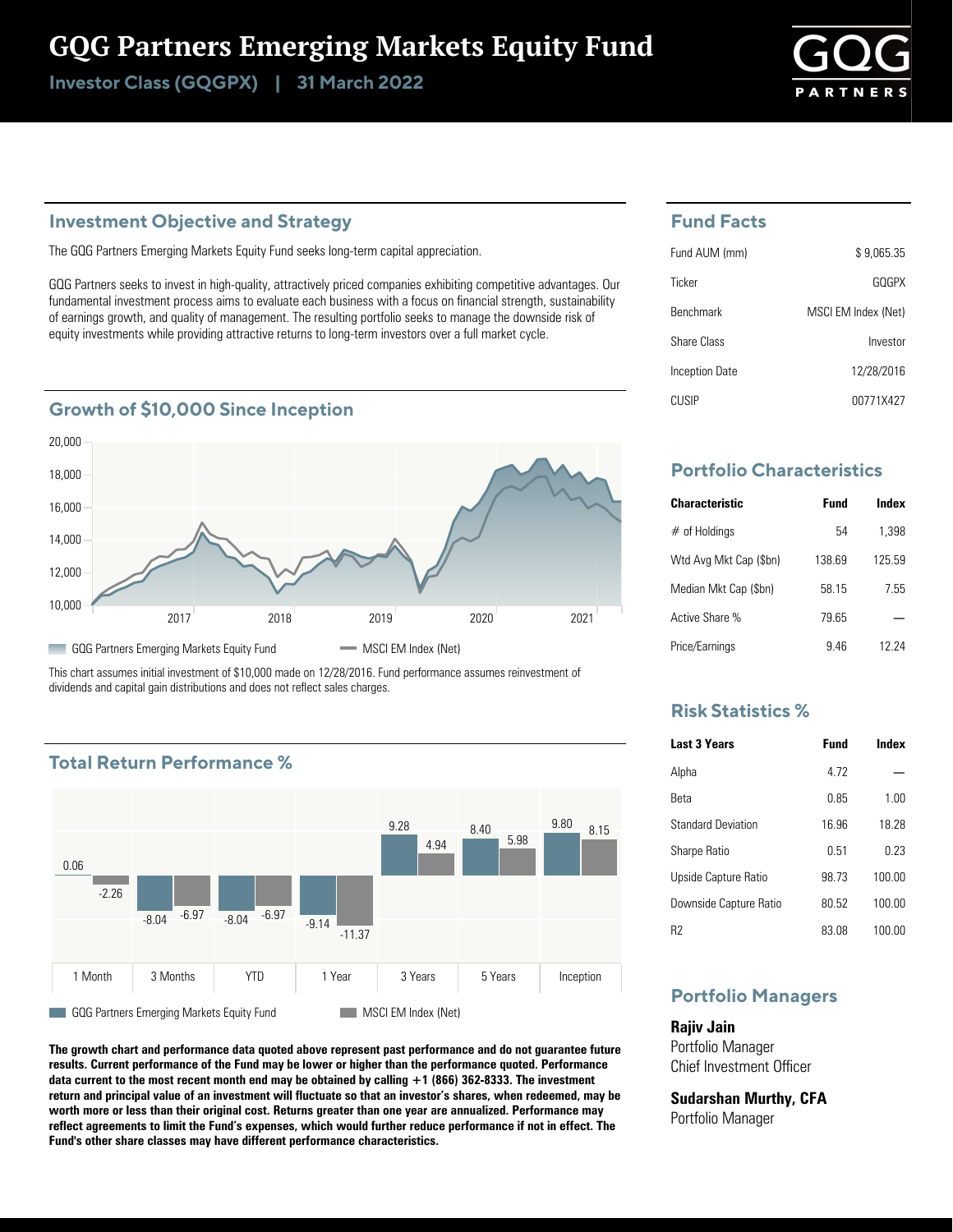# GQG Partners Emerging Markets Equity Fund

**Investor Class (GQGPX) | 31 March 2022**

## Investment Objective and Strategy

The GQG Partners Emerging Markets Equity Fund seeks long-term capital appreciation.

GQG Partners seeks to invest in high-quality, attractively priced companies exhibiting competitive advantages. Our fundamental investment process aims to evaluate each business with a focus on financial strength, sustainability of earnings growth, and quality of management. The resulting portfolio seeks to manage the downside risk of equity investments while providing attractive returns to long-term investors over a full market cycle.

## Growth of $10,000 Since Inception

GQG Partners Emerging Markets Equity Fund | MSCI EM Index (Net)

This chart assumes initial investment of $10,000 made on 12/28/2016. Fund performance assumes reinvestment of dividends and capital gain distributions and does not reflect sales charges.

## Total Return Performance %

| | 1 Month | 3 Months | YTD | 1 Year | 3 Years | 5 Years | Inception |
|---|---|---|---|---|---|---|---|
| GQG Partners Emerging Markets Equity Fund | 0.06 | -8.04 | -8.04 | -9.14 | 9.28 | 8.40 | 9.80 |
| MSCI EM Index (Net) | -2.26 | -6.97 | -6.97 | -11.37 | 4.94 | 5.98 | 8.15 |

**The growth chart and performance data quoted above represent past performance and do not guarantee future results. Current performance of the Fund may be lower or higher than the performance quoted. Performance data current to the most recent month end may be obtained by calling +1 (866) 362-8333. The investment return and principal value of an investment will fluctuate so that an investor's shares, when redeemed, may be worth more or less than their original cost. Returns greater than one year are annualized. Performance may reflect agreements to limit the Fund's expenses, which would further reduce performance if not in effect. The Fund's other share classes may have different performance characteristics.**

## Fund Facts

| | |
|---|---|
| Fund AUM (mm) | $ 9,065.35 |
| Ticker | GQGPX |
| Benchmark | MSCI EM Index (Net) |
| Share Class | Investor |
| Inception Date | 12/28/2016 |
| CUSIP | 00771X427 |

## Portfolio Characteristics

| Characteristic | Fund | Index |
|---|---|---|
| # of Holdings | 54 | 1,398 |
| Wtd Avg Mkt Cap ($bn) | 138.69 | 125.59 |
| Median Mkt Cap ($bn) | 58.15 | 7.55 |
| Active Share % | 79.65 | — |
| Price/Earnings | 9.46 | 12.24 |

## Risk Statistics %

| Last 3 Years | Fund | Index |
|---|---|---|
| Alpha | 4.72 | — |
| Beta | 0.85 | 1.00 |
| Standard Deviation | 16.96 | 18.28 |
| Sharpe Ratio | 0.51 | 0.23 |
| Upside Capture Ratio | 98.73 | 100.00 |
| Downside Capture Ratio | 80.52 | 100.00 |
| R2 | 83.08 | 100.00 |

## Portfolio Managers

**Rajiv Jain**
Portfolio Manager
Chief Investment Officer

**Sudarshan Murthy, CFA**
Portfolio Manager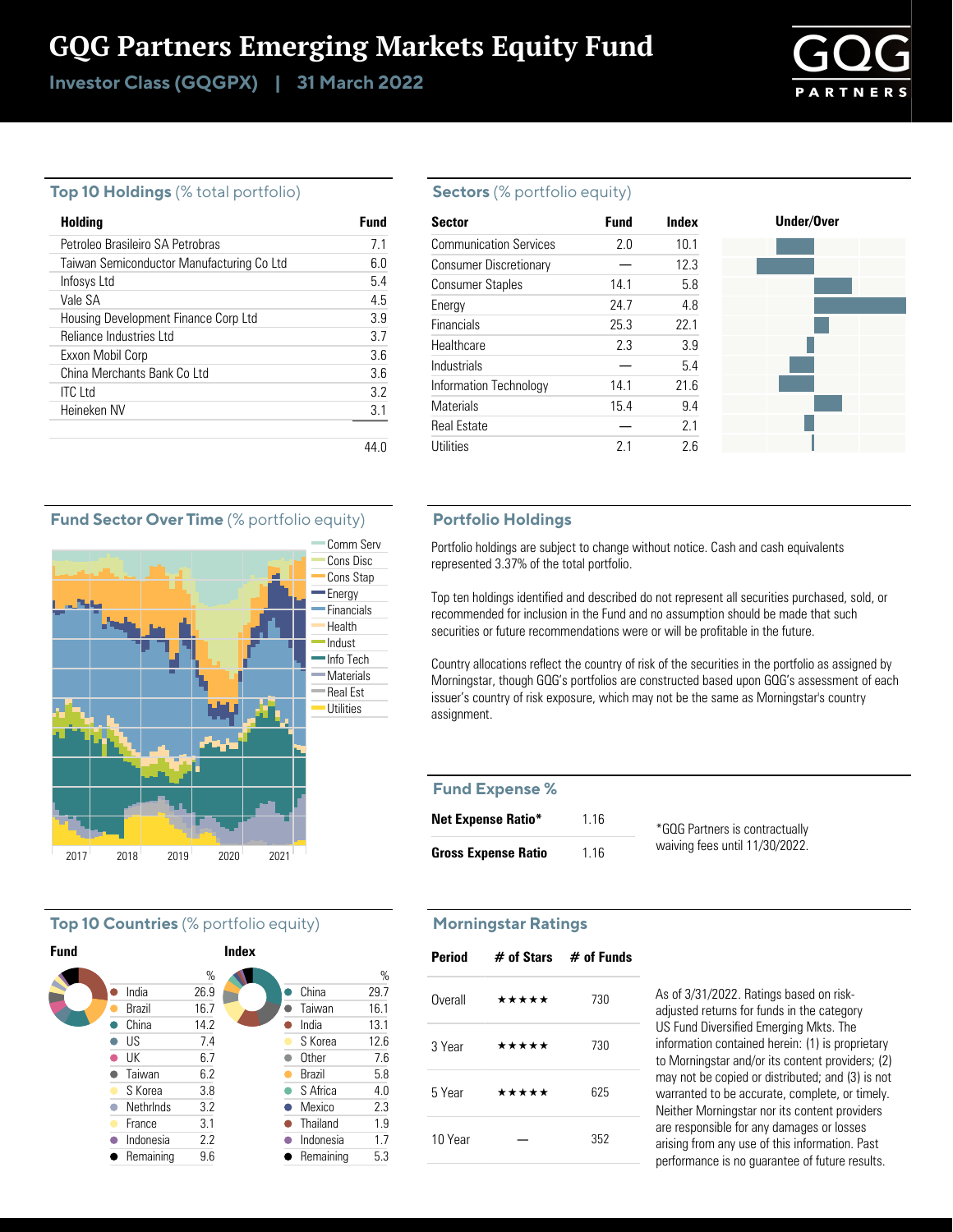# GQG Partners Emerging Markets Equity Fund

**Investor Class (GQGPX) | 31 March 2022**

## Top 10 Holdings (% total portfolio)

| Holding | Fund |
|---|---|
| Petroleo Brasileiro SA Petrobras | 7.1 |
| Taiwan Semiconductor Manufacturing Co Ltd | 6.0 |
| Infosys Ltd | 5.4 |
| Vale SA | 4.5 |
| Housing Development Finance Corp Ltd | 3.9 |
| Reliance Industries Ltd | 3.7 |
| Exxon Mobil Corp | 3.6 |
| China Merchants Bank Co Ltd | 3.6 |
| ITC Ltd | 3.2 |
| Heineken NV | 3.1 |
| | 44.0 |

## Sectors (% portfolio equity)

| Sector | Fund | Index |
|---|---|---|
| Communication Services | 2.0 | 10.1 |
| Consumer Discretionary | — | 12.3 |
| Consumer Staples | 14.1 | 5.8 |
| Energy | 24.7 | 4.8 |
| Financials | 25.3 | 22.1 |
| Healthcare | 2.3 | 3.9 |
| Industrials | — | 5.4 |
| Information Technology | 14.1 | 21.6 |
| Materials | 15.4 | 9.4 |
| Real Estate | — | 2.1 |
| Utilities | 2.1 | 2.6 |

## Fund Sector Over Time (% portfolio equity)

Comm Serv, Cons Disc, Cons Stap, Energy, Financials, Health, Indust, Info Tech, Materials, Real Est, Utilities

2017 2018 2019 2020 2021

## Portfolio Holdings

Portfolio holdings are subject to change without notice. Cash and cash equivalents represented 3.37% of the total portfolio.

Top ten holdings identified and described do not represent all securities purchased, sold, or recommended for inclusion in the Fund and no assumption should be made that such securities or future recommendations were or will be profitable in the future.

Country allocations reflect the country of risk of the securities in the portfolio as assigned by Morningstar, though GQG's portfolios are constructed based upon GQG's assessment of each issuer's country of risk exposure, which may not be the same as Morningstar's country assignment.

## Fund Expense %

| | |
|---|---|
| **Net Expense Ratio*** | 1.16 |
| **Gross Expense Ratio** | 1.16 |

*GQG Partners is contractually waiving fees until 11/30/2022.

## Top 10 Countries (% portfolio equity)

**Fund**

| Country | % |
|---|---|
| India | 26.9 |
| Brazil | 16.7 |
| China | 14.2 |
| US | 7.4 |
| UK | 6.7 |
| Taiwan | 6.2 |
| S Korea | 3.8 |
| Nethrlnds | 3.2 |
| France | 3.1 |
| Indonesia | 2.2 |
| Remaining | 9.6 |

**Index**

| Country | % |
|---|---|
| China | 29.7 |
| Taiwan | 16.1 |
| India | 13.1 |
| S Korea | 12.6 |
| Other | 7.6 |
| Brazil | 5.8 |
| S Africa | 4.0 |
| Mexico | 2.3 |
| Thailand | 1.9 |
| Indonesia | 1.7 |
| Remaining | 5.3 |

## Morningstar Ratings

| Period | # of Stars | # of Funds |
|---|---|---|
| Overall | ★★★★★ | 730 |
| 3 Year | ★★★★★ | 730 |
| 5 Year | ★★★★★ | 625 |
| 10 Year | — | 352 |

As of 3/31/2022. Ratings based on risk-adjusted returns for funds in the category US Fund Diversified Emerging Mkts. The information contained herein: (1) is proprietary to Morningstar and/or its content providers; (2) may not be copied or distributed; and (3) is not warranted to be accurate, complete, or timely. Neither Morningstar nor its content providers are responsible for any damages or losses arising from any use of this information. Past performance is no guarantee of future results.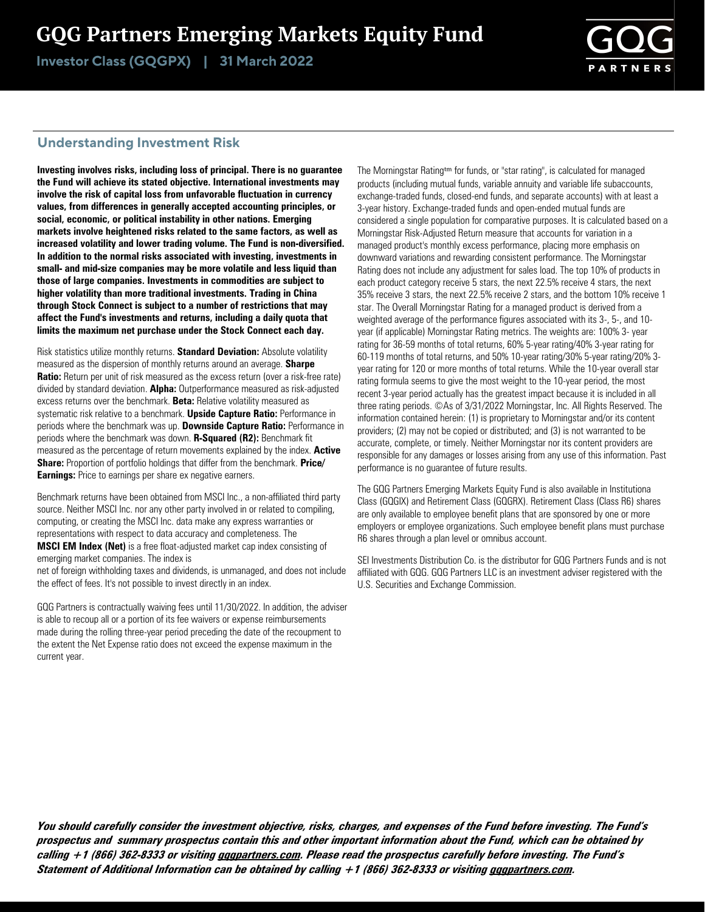# GQG Partners Emerging Markets Equity Fund

**Investor Class (GQGPX) | 31 March 2022**

## Understanding Investment Risk

**Investing involves risks, including loss of principal. There is no guarantee the Fund will achieve its stated objective. International investments may involve the risk of capital loss from unfavorable fluctuation in currency values, from differences in generally accepted accounting principles, or social, economic, or political instability in other nations. Emerging markets involve heightened risks related to the same factors, as well as increased volatility and lower trading volume. The Fund is non-diversified. In addition to the normal risks associated with investing, investments in small- and mid-size companies may be more volatile and less liquid than those of large companies. Investments in commodities are subject to higher volatility than more traditional investments. Trading in China through Stock Connect is subject to a number of restrictions that may affect the Fund's investments and returns, including a daily quota that limits the maximum net purchase under the Stock Connect each day.**

Risk statistics utilize monthly returns. **Standard Deviation:** Absolute volatility measured as the dispersion of monthly returns around an average. **Sharpe Ratio:** Return per unit of risk measured as the excess return (over a risk-free rate) divided by standard deviation. **Alpha:** Outperformance measured as risk-adjusted excess returns over the benchmark. **Beta:** Relative volatility measured as systematic risk relative to a benchmark. **Upside Capture Ratio:** Performance in periods where the benchmark was up. **Downside Capture Ratio:** Performance in periods where the benchmark was down. **R-Squared (R2):** Benchmark fit measured as the percentage of return movements explained by the index. **Active Share:** Proportion of portfolio holdings that differ from the benchmark. **Price/ Earnings:** Price to earnings per share ex negative earners.

Benchmark returns have been obtained from MSCI Inc., a non-affiliated third party source. Neither MSCI Inc. nor any other party involved in or related to compiling, computing, or creating the MSCI Inc. data make any express warranties or representations with respect to data accuracy and completeness. The **MSCI EM Index (Net)** is a free float-adjusted market cap index consisting of emerging market companies. The index is net of foreign withholding taxes and dividends, is unmanaged, and does not include the effect of fees. It's not possible to invest directly in an index.

GQG Partners is contractually waiving fees until 11/30/2022. In addition, the adviser is able to recoup all or a portion of its fee waivers or expense reimbursements made during the rolling three-year period preceding the date of the recoupment to the extent the Net Expense ratio does not exceed the expense maximum in the current year.

The Morningstar Rating™ for funds, or "star rating", is calculated for managed products (including mutual funds, variable annuity and variable life subaccounts, exchange-traded funds, closed-end funds, and separate accounts) with at least a 3-year history. Exchange-traded funds and open-ended mutual funds are considered a single population for comparative purposes. It is calculated based on a Morningstar Risk-Adjusted Return measure that accounts for variation in a managed product's monthly excess performance, placing more emphasis on downward variations and rewarding consistent performance. The Morningstar Rating does not include any adjustment for sales load. The top 10% of products in each product category receive 5 stars, the next 22.5% receive 4 stars, the next 35% receive 3 stars, the next 22.5% receive 2 stars, and the bottom 10% receive 1 star. The Overall Morningstar Rating for a managed product is derived from a weighted average of the performance figures associated with its 3-, 5-, and 10-year (if applicable) Morningstar Rating metrics. The weights are: 100% 3- year rating for 36-59 months of total returns, 60% 5-year rating/40% 3-year rating for 60-119 months of total returns, and 50% 10-year rating/30% 5-year rating/20% 3-year rating for 120 or more months of total returns. While the 10-year overall star rating formula seems to give the most weight to the 10-year period, the most recent 3-year period actually has the greatest impact because it is included in all three rating periods. ©As of 3/31/2022 Morningstar, Inc. All Rights Reserved. The information contained herein: (1) is proprietary to Morningstar and/or its content providers; (2) may not be copied or distributed; and (3) is not warranted to be accurate, complete, or timely. Neither Morningstar nor its content providers are responsible for any damages or losses arising from any use of this information. Past performance is no guarantee of future results.

The GQG Partners Emerging Markets Equity Fund is also available in Institutiona Class (GQGIX) and Retirement Class (GQGRX). Retirement Class (Class R6) shares are only available to employee benefit plans that are sponsored by one or more employers or employee organizations. Such employee benefit plans must purchase R6 shares through a plan level or omnibus account.

SEI Investments Distribution Co. is the distributor for GQG Partners Funds and is not affiliated with GQG. GQG Partners LLC is an investment adviser registered with the U.S. Securities and Exchange Commission.

***You should carefully consider the investment objective, risks, charges, and expenses of the Fund before investing. The Fund's prospectus and summary prospectus contain this and other important information about the Fund, which can be obtained by calling +1 (866) 362-8333 or visiting gqgpartners.com. Please read the prospectus carefully before investing. The Fund's Statement of Additional Information can be obtained by calling +1 (866) 362-8333 or visiting gqgpartners.com.***